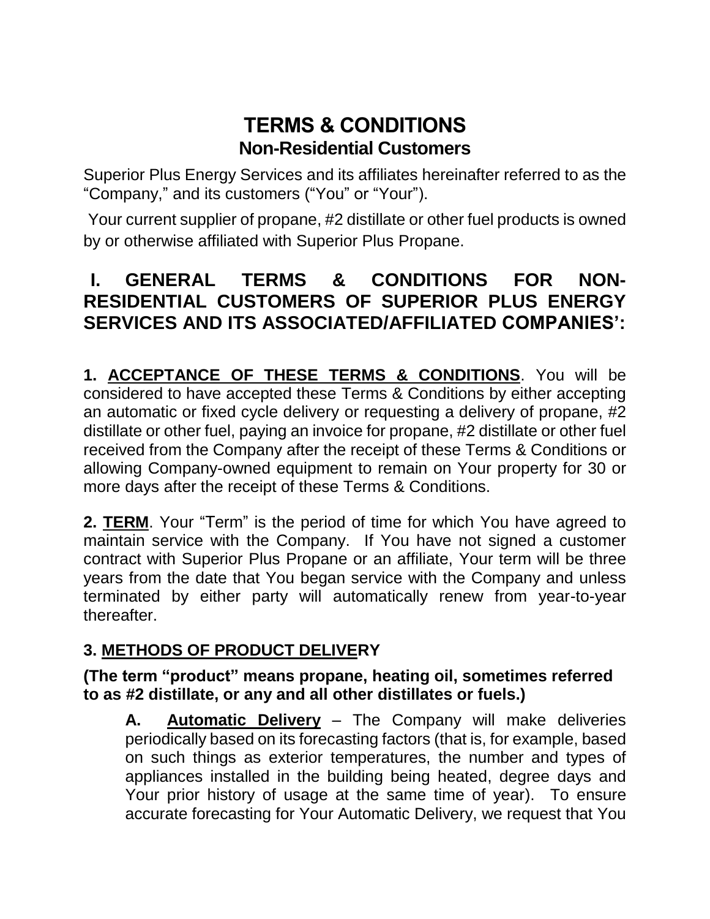# TERMS & CONDITIONS

## Non-Residential Customers

Superior Plus Energy Services and its affiliates hereinafter referred to as the "Company," and its customers ("You" or "Your").

Your current supplier of propane, #2 distillate or other fuel products is owned by or otherwise affiliated with Superior Plus Propane.

## I. GENERAL TERMS & CONDITIONS FOR NON-RESIDENTIAL CUSTOMERS OF SUPERIOR PLUS ENERGY SERVICES AND ITS ASSOCIATED/AFFILIATED COMPANIES':

**1. ACCEPTANCE OF THESE TERMS & CONDITIONS**. You will be considered to have accepted these Terms & Conditions by either accepting an automatic or fixed cycle delivery or requesting a delivery of propane, #2 distillate or other fuel, paying an invoice for propane, #2 distillate or other fuel received from the Company after the receipt of these Terms & Conditions or allowing Company-owned equipment to remain on Your property for 30 or more days after the receipt of these Terms & Conditions.

**2. TERM**. Your "Term" is the period of time for which You have agreed to maintain service with the Company. If You have not signed a customer contract with Superior Plus Propane or an affiliate, Your term will be three years from the date that You began service with the Company and unless terminated by either party will automatically renew from year-to-year thereafter.

**3. METHODS OF PRODUCT DELIVERY**

**(The term "product" means propane, heating oil, sometimes referred to as #2 distillate, or any and all other distillates or fuels.)**

> **A. Automatic Delivery** – The Company will make deliveries periodically based on its forecasting factors (that is, for example, based on such things as exterior temperatures, the number and types of appliances installed in the building being heated, degree days and Your prior history of usage at the same time of year). To ensure accurate forecasting for Your Automatic Delivery, we request that You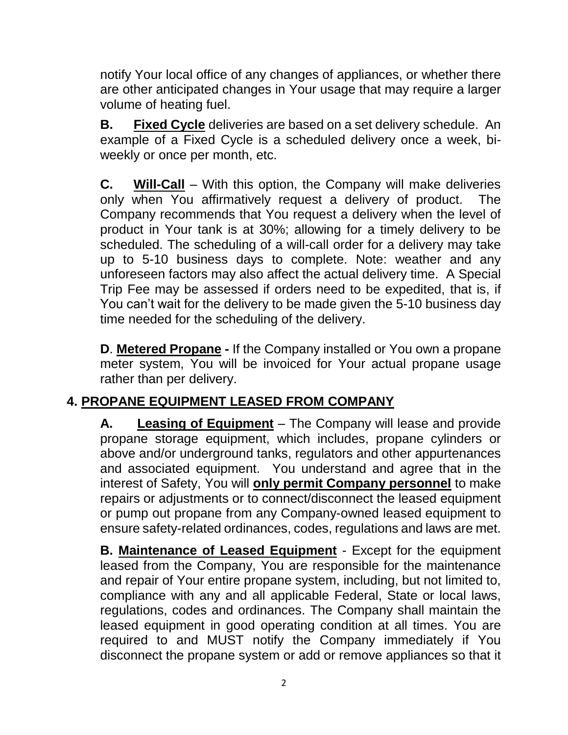notify Your local office of any changes of appliances, or whether there are other anticipated changes in Your usage that may require a larger volume of heating fuel.

**B.** **<u>Fixed Cycle</u>** deliveries are based on a set delivery schedule. An example of a Fixed Cycle is a scheduled delivery once a week, bi-weekly or once per month, etc.

**C.** **<u>Will-Call</u>** – With this option, the Company will make deliveries only when You affirmatively request a delivery of product. The Company recommends that You request a delivery when the level of product in Your tank is at 30%; allowing for a timely delivery to be scheduled. The scheduling of a will-call order for a delivery may take up to 5-10 business days to complete. Note: weather and any unforeseen factors may also affect the actual delivery time. A Special Trip Fee may be assessed if orders need to be expedited, that is, if You can't wait for the delivery to be made given the 5-10 business day time needed for the scheduling of the delivery.

**D**. **<u>Metered Propane</u> -** If the Company installed or You own a propane meter system, You will be invoiced for Your actual propane usage rather than per delivery.

## 4. <u>PROPANE EQUIPMENT LEASED FROM COMPANY</u>

**A.** **<u>Leasing of Equipment</u>** – The Company will lease and provide propane storage equipment, which includes, propane cylinders or above and/or underground tanks, regulators and other appurtenances and associated equipment. You understand and agree that in the interest of Safety, You will **<u>only permit Company personnel</u>** to make repairs or adjustments or to connect/disconnect the leased equipment or pump out propane from any Company-owned leased equipment to ensure safety-related ordinances, codes, regulations and laws are met.

**B.** **<u>Maintenance of Leased Equipment</u>** - Except for the equipment leased from the Company, You are responsible for the maintenance and repair of Your entire propane system, including, but not limited to, compliance with any and all applicable Federal, State or local laws, regulations, codes and ordinances. The Company shall maintain the leased equipment in good operating condition at all times. You are required to and MUST notify the Company immediately if You disconnect the propane system or add or remove appliances so that it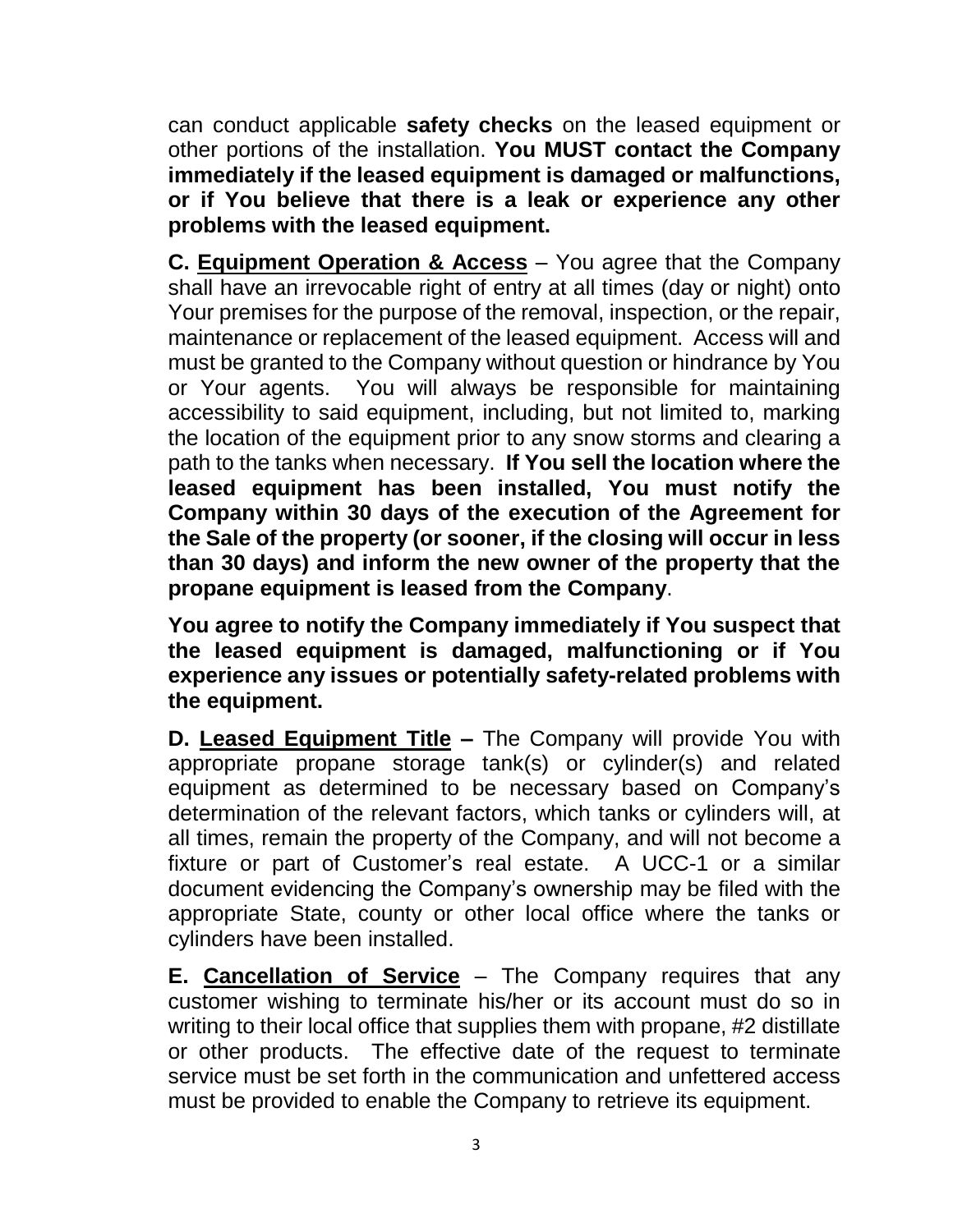can conduct applicable **safety checks** on the leased equipment or other portions of the installation. **You MUST contact the Company immediately if the leased equipment is damaged or malfunctions, or if You believe that there is a leak or experience any other problems with the leased equipment.**

**C. <u>Equipment Operation & Access</u>** – You agree that the Company shall have an irrevocable right of entry at all times (day or night) onto Your premises for the purpose of the removal, inspection, or the repair, maintenance or replacement of the leased equipment. Access will and must be granted to the Company without question or hindrance by You or Your agents. You will always be responsible for maintaining accessibility to said equipment, including, but not limited to, marking the location of the equipment prior to any snow storms and clearing a path to the tanks when necessary. **If You sell the location where the leased equipment has been installed, You must notify the Company within 30 days of the execution of the Agreement for the Sale of the property (or sooner, if the closing will occur in less than 30 days) and inform the new owner of the property that the propane equipment is leased from the Company**.

**You agree to notify the Company immediately if You suspect that the leased equipment is damaged, malfunctioning or if You experience any issues or potentially safety-related problems with the equipment.**

**D. <u>Leased Equipment Title</u> –** The Company will provide You with appropriate propane storage tank(s) or cylinder(s) and related equipment as determined to be necessary based on Company's determination of the relevant factors, which tanks or cylinders will, at all times, remain the property of the Company, and will not become a fixture or part of Customer's real estate. A UCC-1 or a similar document evidencing the Company's ownership may be filed with the appropriate State, county or other local office where the tanks or cylinders have been installed.

**E. <u>Cancellation of Service</u>** – The Company requires that any customer wishing to terminate his/her or its account must do so in writing to their local office that supplies them with propane, #2 distillate or other products. The effective date of the request to terminate service must be set forth in the communication and unfettered access must be provided to enable the Company to retrieve its equipment.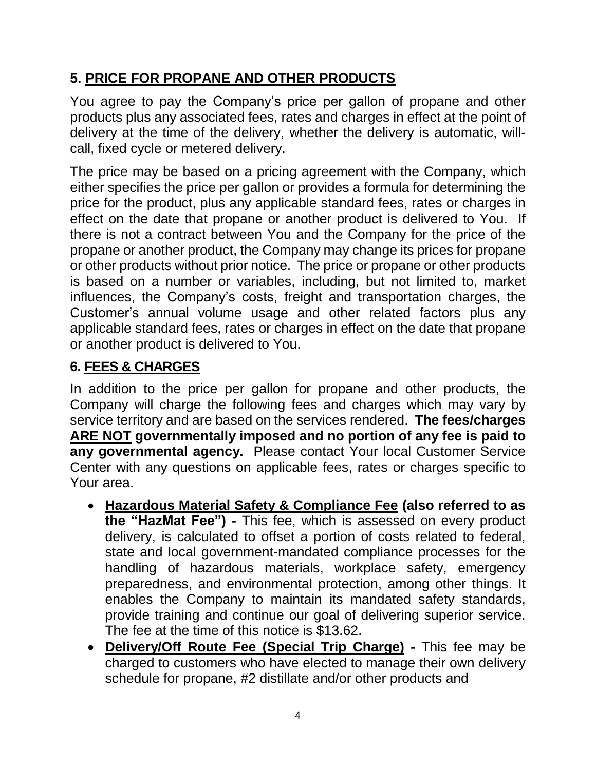## 5. <u>PRICE FOR PROPANE AND OTHER PRODUCTS</u>

You agree to pay the Company's price per gallon of propane and other products plus any associated fees, rates and charges in effect at the point of delivery at the time of the delivery, whether the delivery is automatic, will-call, fixed cycle or metered delivery.

The price may be based on a pricing agreement with the Company, which either specifies the price per gallon or provides a formula for determining the price for the product, plus any applicable standard fees, rates or charges in effect on the date that propane or another product is delivered to You. If there is not a contract between You and the Company for the price of the propane or another product, the Company may change its prices for propane or other products without prior notice. The price or propane or other products is based on a number or variables, including, but not limited to, market influences, the Company's costs, freight and transportation charges, the Customer's annual volume usage and other related factors plus any applicable standard fees, rates or charges in effect on the date that propane or another product is delivered to You.

## 6. <u>FEES & CHARGES</u>

In addition to the price per gallon for propane and other products, the Company will charge the following fees and charges which may vary by service territory and are based on the services rendered. **The fees/charges <u>ARE NOT</u> governmentally imposed and no portion of any fee is paid to any governmental agency.** Please contact Your local Customer Service Center with any questions on applicable fees, rates or charges specific to Your area.

- **<u>Hazardous Material Safety & Compliance Fee</u> (also referred to as the "HazMat Fee") -** This fee, which is assessed on every product delivery, is calculated to offset a portion of costs related to federal, state and local government-mandated compliance processes for the handling of hazardous materials, workplace safety, emergency preparedness, and environmental protection, among other things. It enables the Company to maintain its mandated safety standards, provide training and continue our goal of delivering superior service. The fee at the time of this notice is $13.62.
- **<u>Delivery/Off Route Fee (Special Trip Charge)</u> -** This fee may be charged to customers who have elected to manage their own delivery schedule for propane, #2 distillate and/or other products and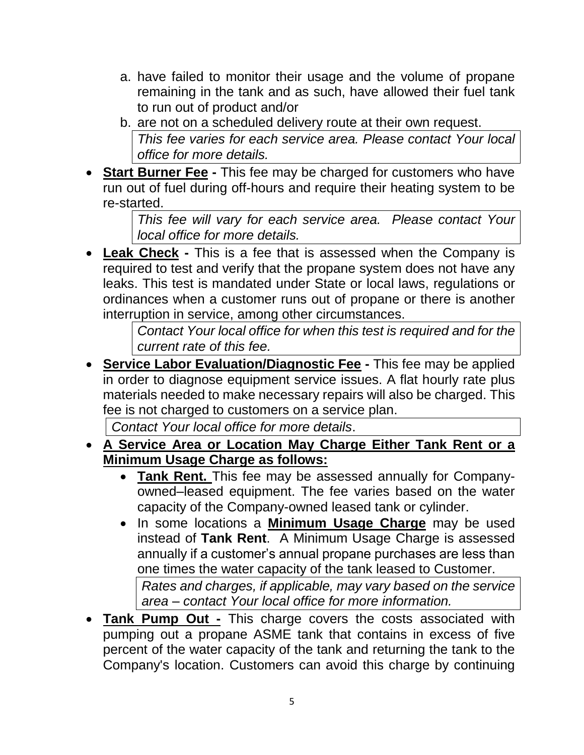a. have failed to monitor their usage and the volume of propane remaining in the tank and as such, have allowed their fuel tank to run out of product and/or
b. are not on a scheduled delivery route at their own request.

*This fee varies for each service area. Please contact Your local office for more details.*

- **Start Burner Fee -** This fee may be charged for customers who have run out of fuel during off-hours and require their heating system to be re-started.

  *This fee will vary for each service area. Please contact Your local office for more details.*

- **Leak Check -** This is a fee that is assessed when the Company is required to test and verify that the propane system does not have any leaks. This test is mandated under State or local laws, regulations or ordinances when a customer runs out of propane or there is another interruption in service, among other circumstances.

  *Contact Your local office for when this test is required and for the current rate of this fee.*

- **Service Labor Evaluation/Diagnostic Fee -** This fee may be applied in order to diagnose equipment service issues. A flat hourly rate plus materials needed to make necessary repairs will also be charged. This fee is not charged to customers on a service plan.

  *Contact Your local office for more details*.

- **A Service Area or Location May Charge Either Tank Rent or a Minimum Usage Charge as follows:**
  - **Tank Rent.** This fee may be assessed annually for Company-owned–leased equipment. The fee varies based on the water capacity of the Company-owned leased tank or cylinder.
  - In some locations a **Minimum Usage Charge** may be used instead of **Tank Rent**. A Minimum Usage Charge is assessed annually if a customer's annual propane purchases are less than one times the water capacity of the tank leased to Customer.

    *Rates and charges, if applicable, may vary based on the service area – contact Your local office for more information.*

- **Tank Pump Out -** This charge covers the costs associated with pumping out a propane ASME tank that contains in excess of five percent of the water capacity of the tank and returning the tank to the Company's location. Customers can avoid this charge by continuing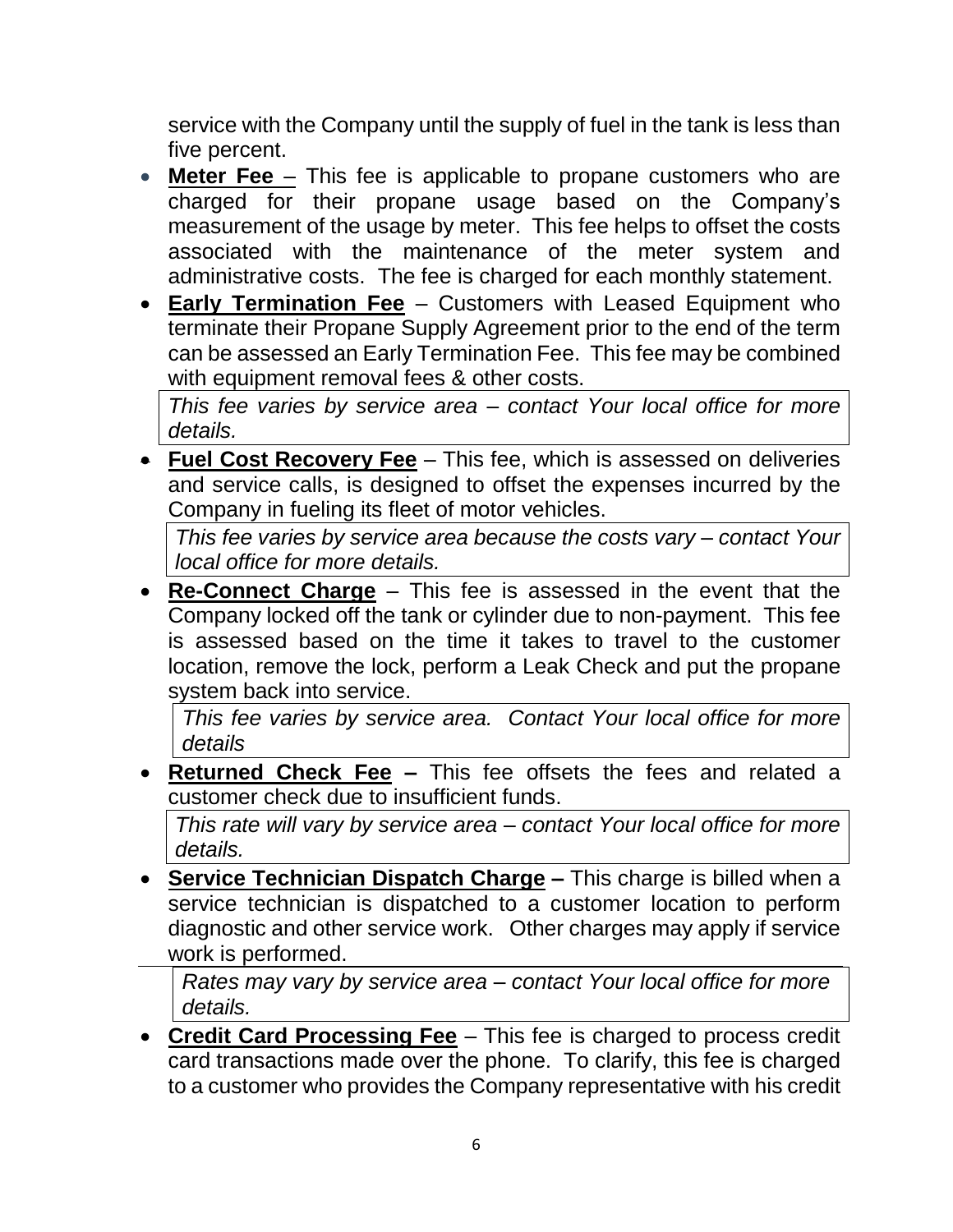service with the Company until the supply of fuel in the tank is less than five percent.

- **Meter Fee** – This fee is applicable to propane customers who are charged for their propane usage based on the Company's measurement of the usage by meter. This fee helps to offset the costs associated with the maintenance of the meter system and administrative costs. The fee is charged for each monthly statement.
- **Early Termination Fee** – Customers with Leased Equipment who terminate their Propane Supply Agreement prior to the end of the term can be assessed an Early Termination Fee. This fee may be combined with equipment removal fees & other costs.

  *This fee varies by service area – contact Your local office for more details.*

- **Fuel Cost Recovery Fee** – This fee, which is assessed on deliveries and service calls, is designed to offset the expenses incurred by the Company in fueling its fleet of motor vehicles.

  *This fee varies by service area because the costs vary – contact Your local office for more details.*

- **Re-Connect Charge** – This fee is assessed in the event that the Company locked off the tank or cylinder due to non-payment. This fee is assessed based on the time it takes to travel to the customer location, remove the lock, perform a Leak Check and put the propane system back into service.

  *This fee varies by service area. Contact Your local office for more details*

- **Returned Check Fee –** This fee offsets the fees and related a customer check due to insufficient funds.

  *This rate will vary by service area – contact Your local office for more details.*

- **Service Technician Dispatch Charge –** This charge is billed when a service technician is dispatched to a customer location to perform diagnostic and other service work. Other charges may apply if service work is performed.

  *Rates may vary by service area – contact Your local office for more details.*

- **Credit Card Processing Fee** – This fee is charged to process credit card transactions made over the phone. To clarify, this fee is charged to a customer who provides the Company representative with his credit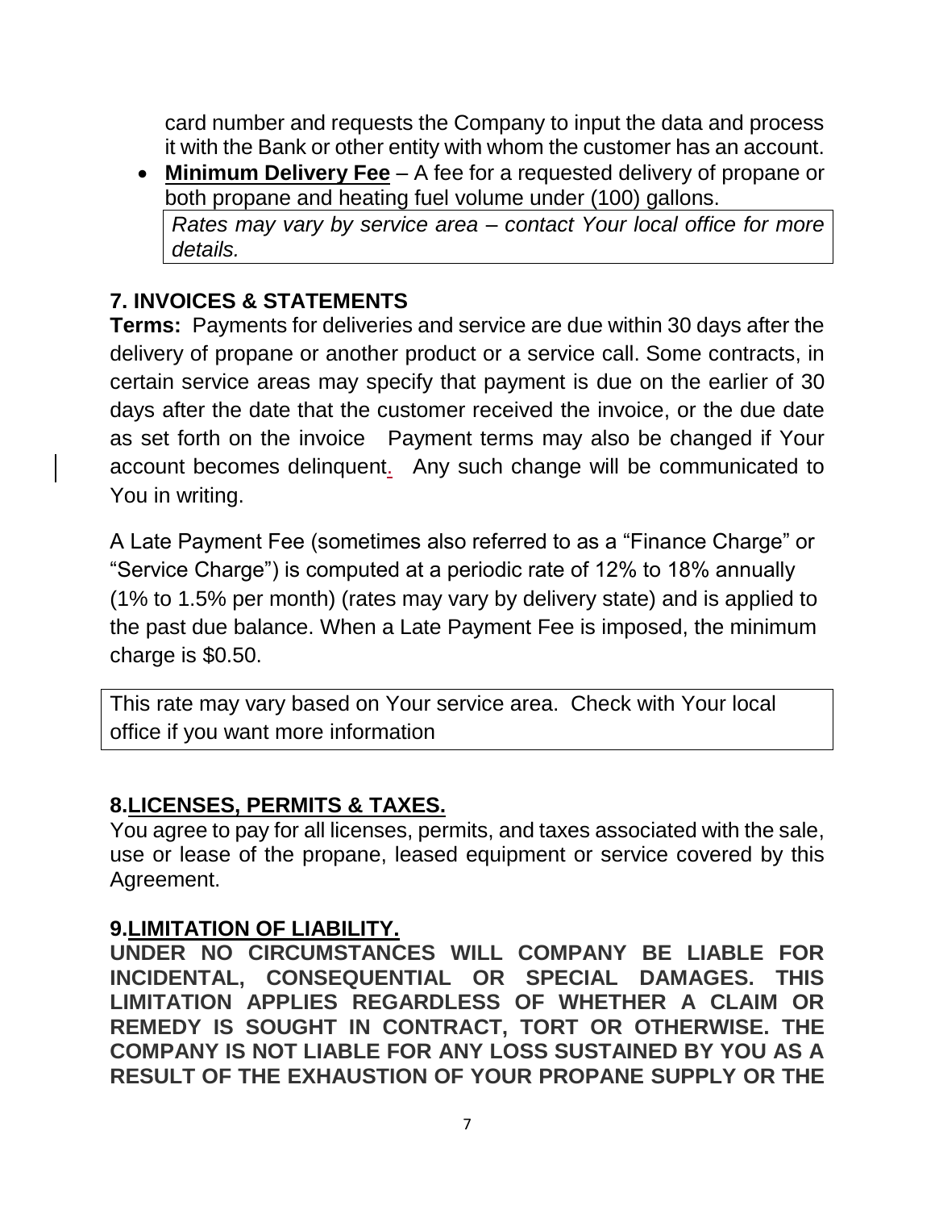card number and requests the Company to input the data and process it with the Bank or other entity with whom the customer has an account.

- **Minimum Delivery Fee** – A fee for a requested delivery of propane or both propane and heating fuel volume under (100) gallons.

  *Rates may vary by service area – contact Your local office for more details.*

## 7. INVOICES & STATEMENTS

**Terms:** Payments for deliveries and service are due within 30 days after the delivery of propane or another product or a service call. Some contracts, in certain service areas may specify that payment is due on the earlier of 30 days after the date that the customer received the invoice, or the due date as set forth on the invoice Payment terms may also be changed if Your account becomes delinquent. Any such change will be communicated to You in writing.

A Late Payment Fee (sometimes also referred to as a "Finance Charge" or "Service Charge") is computed at a periodic rate of 12% to 18% annually (1% to 1.5% per month) (rates may vary by delivery state) and is applied to the past due balance. When a Late Payment Fee is imposed, the minimum charge is $0.50.

This rate may vary based on Your service area. Check with Your local office if you want more information

## 8. LICENSES, PERMITS & TAXES.

You agree to pay for all licenses, permits, and taxes associated with the sale, use or lease of the propane, leased equipment or service covered by this Agreement.

## 9. LIMITATION OF LIABILITY.

**UNDER NO CIRCUMSTANCES WILL COMPANY BE LIABLE FOR INCIDENTAL, CONSEQUENTIAL OR SPECIAL DAMAGES. THIS LIMITATION APPLIES REGARDLESS OF WHETHER A CLAIM OR REMEDY IS SOUGHT IN CONTRACT, TORT OR OTHERWISE. THE COMPANY IS NOT LIABLE FOR ANY LOSS SUSTAINED BY YOU AS A RESULT OF THE EXHAUSTION OF YOUR PROPANE SUPPLY OR THE**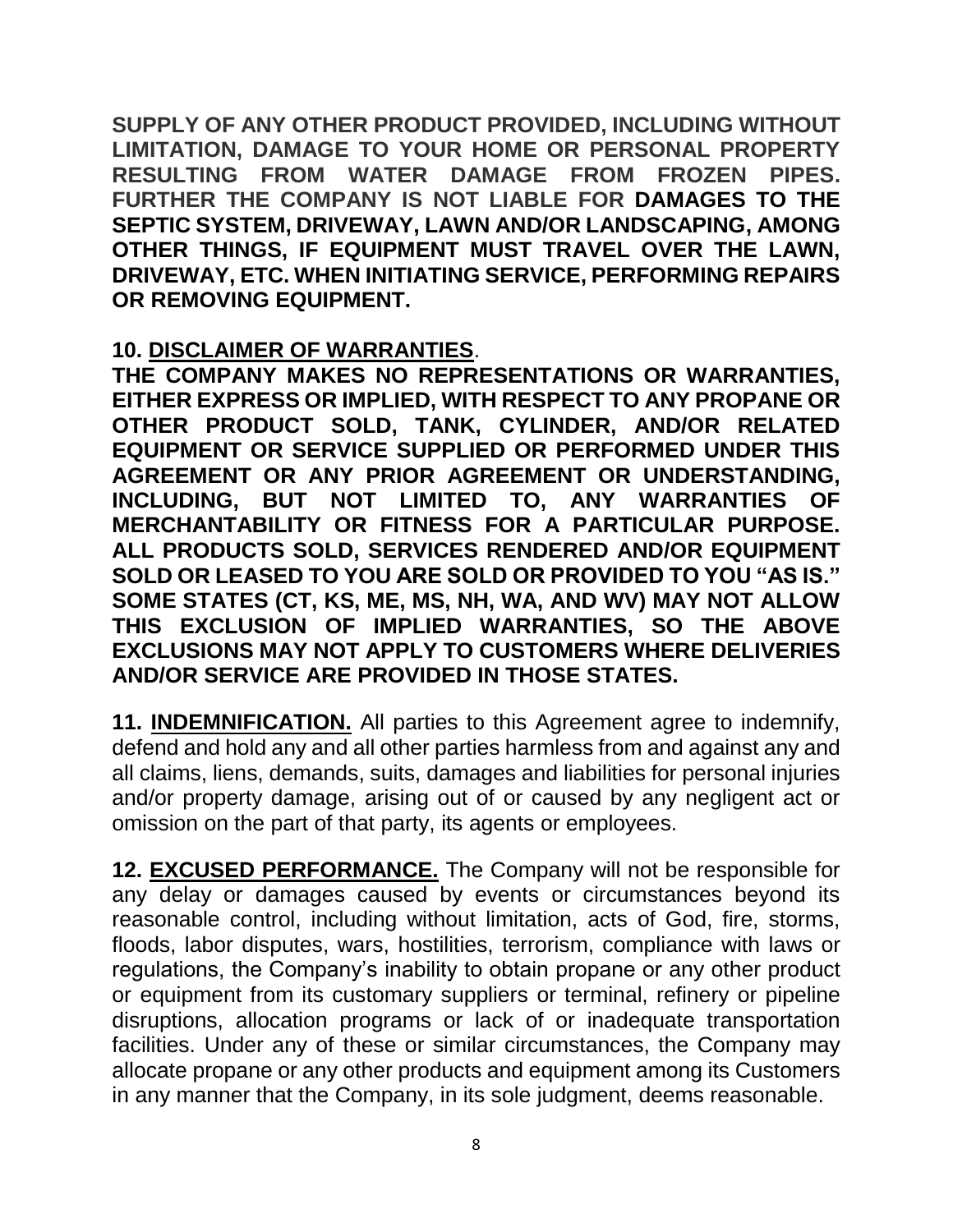**SUPPLY OF ANY OTHER PRODUCT PROVIDED, INCLUDING WITHOUT LIMITATION, DAMAGE TO YOUR HOME OR PERSONAL PROPERTY RESULTING FROM WATER DAMAGE FROM FROZEN PIPES. FURTHER THE COMPANY IS NOT LIABLE FOR DAMAGES TO THE SEPTIC SYSTEM, DRIVEWAY, LAWN AND/OR LANDSCAPING, AMONG OTHER THINGS, IF EQUIPMENT MUST TRAVEL OVER THE LAWN, DRIVEWAY, ETC. WHEN INITIATING SERVICE, PERFORMING REPAIRS OR REMOVING EQUIPMENT.**

**10. <u>DISCLAIMER OF WARRANTIES</u>**.
**THE COMPANY MAKES NO REPRESENTATIONS OR WARRANTIES, EITHER EXPRESS OR IMPLIED, WITH RESPECT TO ANY PROPANE OR OTHER PRODUCT SOLD, TANK, CYLINDER, AND/OR RELATED EQUIPMENT OR SERVICE SUPPLIED OR PERFORMED UNDER THIS AGREEMENT OR ANY PRIOR AGREEMENT OR UNDERSTANDING, INCLUDING, BUT NOT LIMITED TO, ANY WARRANTIES OF MERCHANTABILITY OR FITNESS FOR A PARTICULAR PURPOSE. ALL PRODUCTS SOLD, SERVICES RENDERED AND/OR EQUIPMENT SOLD OR LEASED TO YOU ARE SOLD OR PROVIDED TO YOU "AS IS." SOME STATES (CT, KS, ME, MS, NH, WA, AND WV) MAY NOT ALLOW THIS EXCLUSION OF IMPLIED WARRANTIES, SO THE ABOVE EXCLUSIONS MAY NOT APPLY TO CUSTOMERS WHERE DELIVERIES AND/OR SERVICE ARE PROVIDED IN THOSE STATES.**

**11. <u>INDEMNIFICATION.</u>** All parties to this Agreement agree to indemnify, defend and hold any and all other parties harmless from and against any and all claims, liens, demands, suits, damages and liabilities for personal injuries and/or property damage, arising out of or caused by any negligent act or omission on the part of that party, its agents or employees.

**12. <u>EXCUSED PERFORMANCE.</u>** The Company will not be responsible for any delay or damages caused by events or circumstances beyond its reasonable control, including without limitation, acts of God, fire, storms, floods, labor disputes, wars, hostilities, terrorism, compliance with laws or regulations, the Company's inability to obtain propane or any other product or equipment from its customary suppliers or terminal, refinery or pipeline disruptions, allocation programs or lack of or inadequate transportation facilities. Under any of these or similar circumstances, the Company may allocate propane or any other products and equipment among its Customers in any manner that the Company, in its sole judgment, deems reasonable.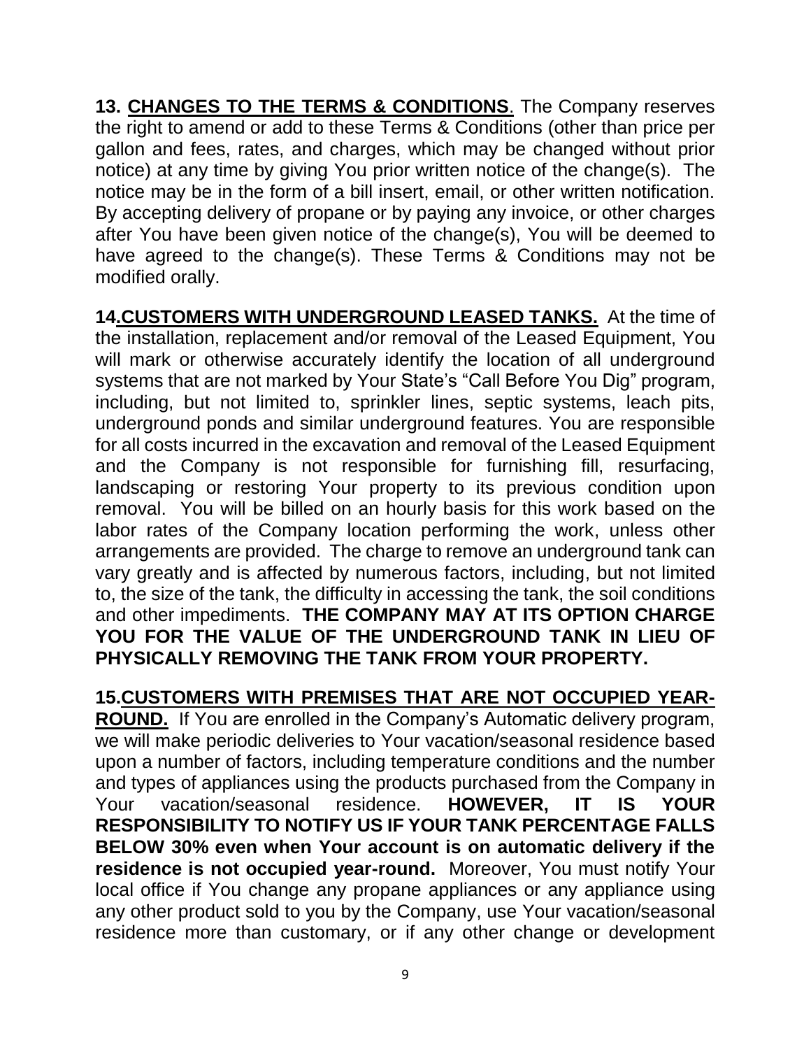**13. <u>CHANGES TO THE TERMS & CONDITIONS</u>**. The Company reserves the right to amend or add to these Terms & Conditions (other than price per gallon and fees, rates, and charges, which may be changed without prior notice) at any time by giving You prior written notice of the change(s). The notice may be in the form of a bill insert, email, or other written notification. By accepting delivery of propane or by paying any invoice, or other charges after You have been given notice of the change(s), You will be deemed to have agreed to the change(s). These Terms & Conditions may not be modified orally.

**14.<u>CUSTOMERS WITH UNDERGROUND LEASED TANKS.</u>** At the time of the installation, replacement and/or removal of the Leased Equipment, You will mark or otherwise accurately identify the location of all underground systems that are not marked by Your State's "Call Before You Dig" program, including, but not limited to, sprinkler lines, septic systems, leach pits, underground ponds and similar underground features. You are responsible for all costs incurred in the excavation and removal of the Leased Equipment and the Company is not responsible for furnishing fill, resurfacing, landscaping or restoring Your property to its previous condition upon removal. You will be billed on an hourly basis for this work based on the labor rates of the Company location performing the work, unless other arrangements are provided. The charge to remove an underground tank can vary greatly and is affected by numerous factors, including, but not limited to, the size of the tank, the difficulty in accessing the tank, the soil conditions and other impediments. **THE COMPANY MAY AT ITS OPTION CHARGE YOU FOR THE VALUE OF THE UNDERGROUND TANK IN LIEU OF PHYSICALLY REMOVING THE TANK FROM YOUR PROPERTY.**

**15.<u>CUSTOMERS WITH PREMISES THAT ARE NOT OCCUPIED YEAR-ROUND.</u>** If You are enrolled in the Company's Automatic delivery program, we will make periodic deliveries to Your vacation/seasonal residence based upon a number of factors, including temperature conditions and the number and types of appliances using the products purchased from the Company in Your vacation/seasonal residence. **HOWEVER, IT IS YOUR RESPONSIBILITY TO NOTIFY US IF YOUR TANK PERCENTAGE FALLS BELOW 30% even when Your account is on automatic delivery if the residence is not occupied year-round.** Moreover, You must notify Your local office if You change any propane appliances or any appliance using any other product sold to you by the Company, use Your vacation/seasonal residence more than customary, or if any other change or development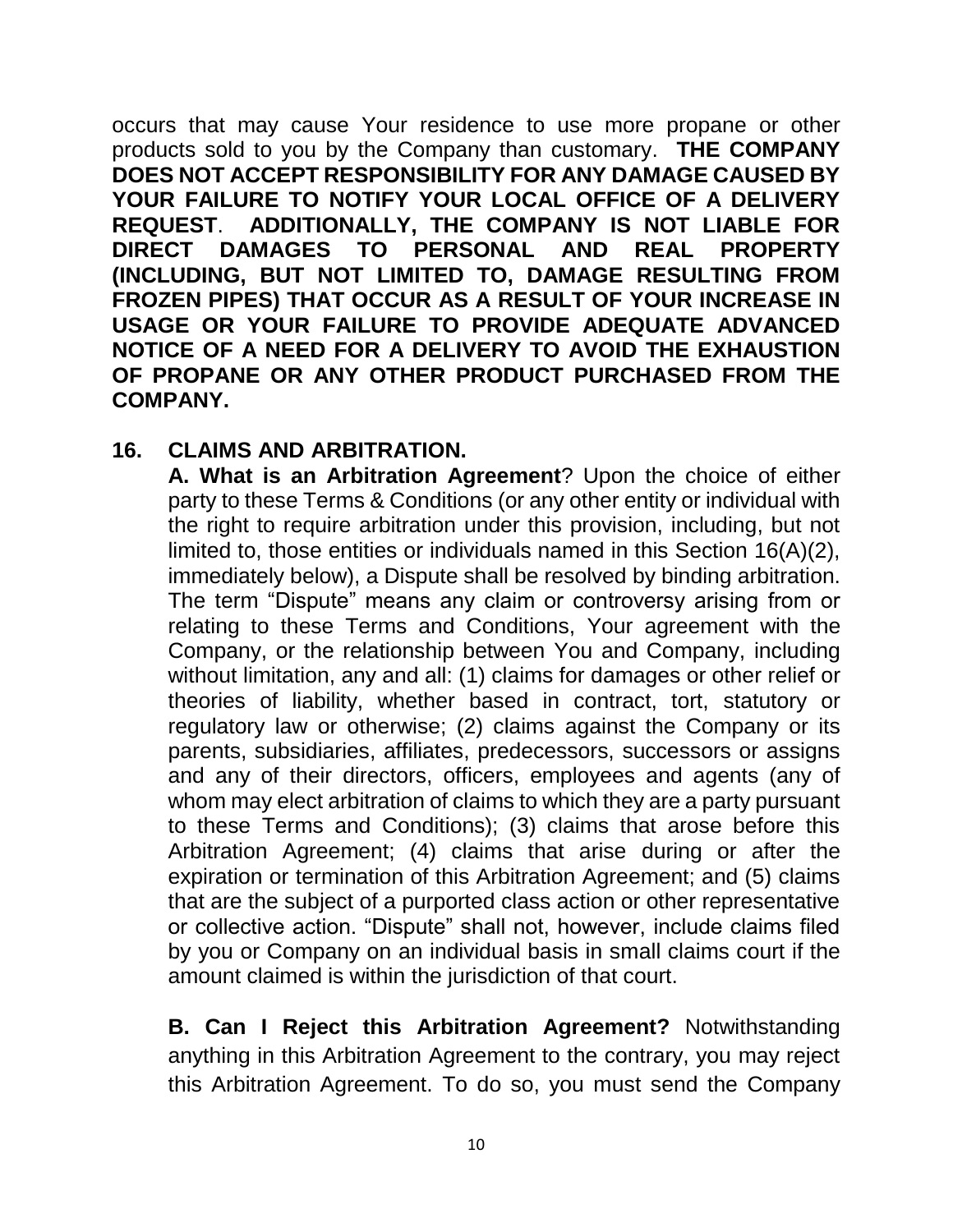occurs that may cause Your residence to use more propane or other products sold to you by the Company than customary. **THE COMPANY DOES NOT ACCEPT RESPONSIBILITY FOR ANY DAMAGE CAUSED BY YOUR FAILURE TO NOTIFY YOUR LOCAL OFFICE OF A DELIVERY REQUEST**. **ADDITIONALLY, THE COMPANY IS NOT LIABLE FOR DIRECT DAMAGES TO PERSONAL AND REAL PROPERTY (INCLUDING, BUT NOT LIMITED TO, DAMAGE RESULTING FROM FROZEN PIPES) THAT OCCUR AS A RESULT OF YOUR INCREASE IN USAGE OR YOUR FAILURE TO PROVIDE ADEQUATE ADVANCED NOTICE OF A NEED FOR A DELIVERY TO AVOID THE EXHAUSTION OF PROPANE OR ANY OTHER PRODUCT PURCHASED FROM THE COMPANY.**

## 16. CLAIMS AND ARBITRATION.

**A. What is an Arbitration Agreement**? Upon the choice of either party to these Terms & Conditions (or any other entity or individual with the right to require arbitration under this provision, including, but not limited to, those entities or individuals named in this Section 16(A)(2), immediately below), a Dispute shall be resolved by binding arbitration. The term "Dispute" means any claim or controversy arising from or relating to these Terms and Conditions, Your agreement with the Company, or the relationship between You and Company, including without limitation, any and all: (1) claims for damages or other relief or theories of liability, whether based in contract, tort, statutory or regulatory law or otherwise; (2) claims against the Company or its parents, subsidiaries, affiliates, predecessors, successors or assigns and any of their directors, officers, employees and agents (any of whom may elect arbitration of claims to which they are a party pursuant to these Terms and Conditions); (3) claims that arose before this Arbitration Agreement; (4) claims that arise during or after the expiration or termination of this Arbitration Agreement; and (5) claims that are the subject of a purported class action or other representative or collective action. "Dispute" shall not, however, include claims filed by you or Company on an individual basis in small claims court if the amount claimed is within the jurisdiction of that court.

**B. Can I Reject this Arbitration Agreement?** Notwithstanding anything in this Arbitration Agreement to the contrary, you may reject this Arbitration Agreement. To do so, you must send the Company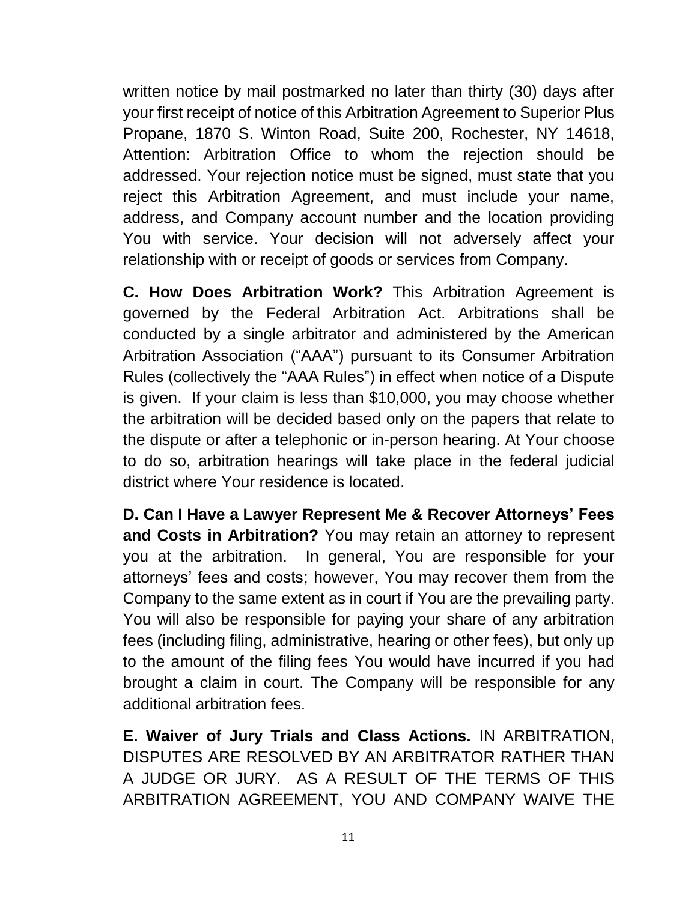written notice by mail postmarked no later than thirty (30) days after your first receipt of notice of this Arbitration Agreement to Superior Plus Propane, 1870 S. Winton Road, Suite 200, Rochester, NY 14618, Attention: Arbitration Office to whom the rejection should be addressed. Your rejection notice must be signed, must state that you reject this Arbitration Agreement, and must include your name, address, and Company account number and the location providing You with service. Your decision will not adversely affect your relationship with or receipt of goods or services from Company.

**C. How Does Arbitration Work?** This Arbitration Agreement is governed by the Federal Arbitration Act. Arbitrations shall be conducted by a single arbitrator and administered by the American Arbitration Association ("AAA") pursuant to its Consumer Arbitration Rules (collectively the "AAA Rules") in effect when notice of a Dispute is given. If your claim is less than $10,000, you may choose whether the arbitration will be decided based only on the papers that relate to the dispute or after a telephonic or in-person hearing. At Your choose to do so, arbitration hearings will take place in the federal judicial district where Your residence is located.

**D. Can I Have a Lawyer Represent Me & Recover Attorneys' Fees and Costs in Arbitration?** You may retain an attorney to represent you at the arbitration. In general, You are responsible for your attorneys' fees and costs; however, You may recover them from the Company to the same extent as in court if You are the prevailing party. You will also be responsible for paying your share of any arbitration fees (including filing, administrative, hearing or other fees), but only up to the amount of the filing fees You would have incurred if you had brought a claim in court. The Company will be responsible for any additional arbitration fees.

**E. Waiver of Jury Trials and Class Actions.** IN ARBITRATION, DISPUTES ARE RESOLVED BY AN ARBITRATOR RATHER THAN A JUDGE OR JURY. AS A RESULT OF THE TERMS OF THIS ARBITRATION AGREEMENT, YOU AND COMPANY WAIVE THE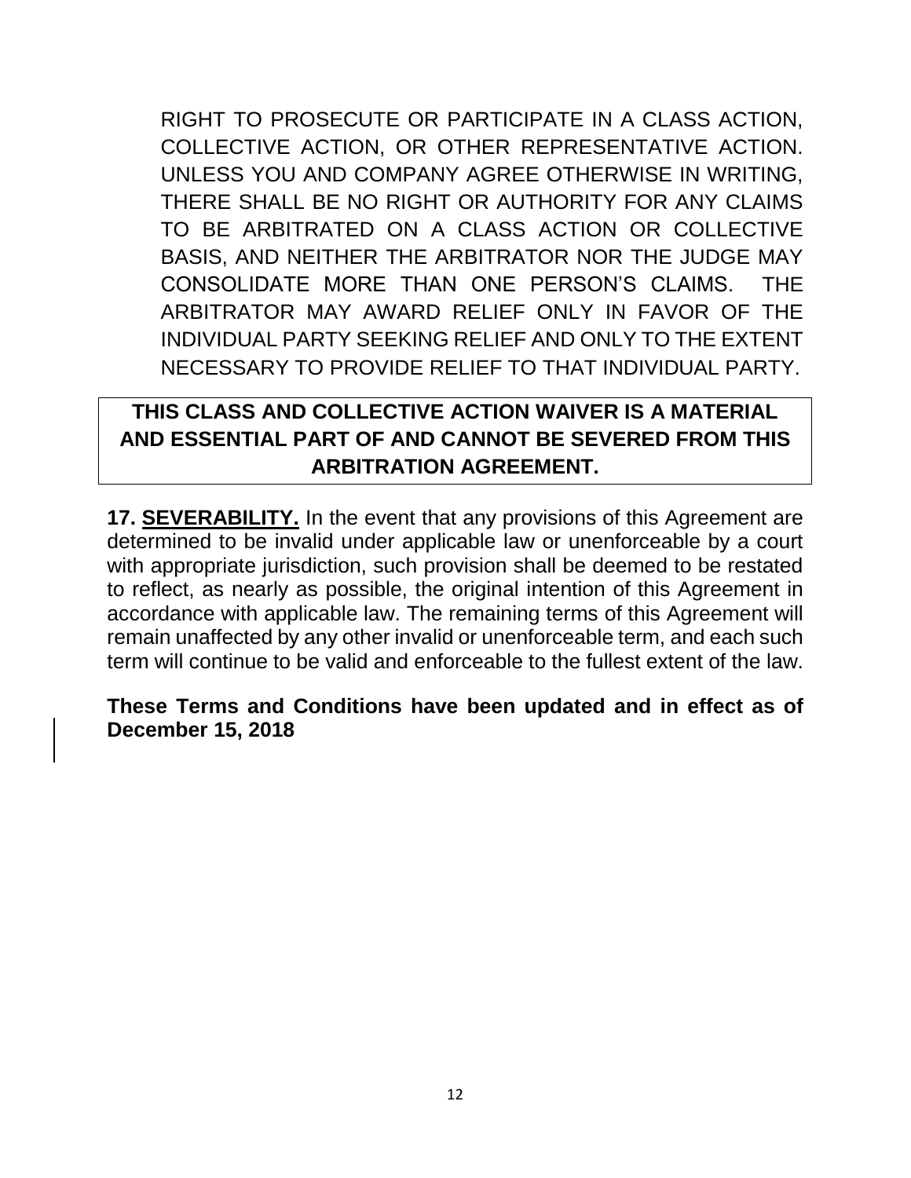RIGHT TO PROSECUTE OR PARTICIPATE IN A CLASS ACTION, COLLECTIVE ACTION, OR OTHER REPRESENTATIVE ACTION. UNLESS YOU AND COMPANY AGREE OTHERWISE IN WRITING, THERE SHALL BE NO RIGHT OR AUTHORITY FOR ANY CLAIMS TO BE ARBITRATED ON A CLASS ACTION OR COLLECTIVE BASIS, AND NEITHER THE ARBITRATOR NOR THE JUDGE MAY CONSOLIDATE MORE THAN ONE PERSON'S CLAIMS. THE ARBITRATOR MAY AWARD RELIEF ONLY IN FAVOR OF THE INDIVIDUAL PARTY SEEKING RELIEF AND ONLY TO THE EXTENT NECESSARY TO PROVIDE RELIEF TO THAT INDIVIDUAL PARTY.

**THIS CLASS AND COLLECTIVE ACTION WAIVER IS A MATERIAL AND ESSENTIAL PART OF AND CANNOT BE SEVERED FROM THIS ARBITRATION AGREEMENT.**

**17. SEVERABILITY.** In the event that any provisions of this Agreement are determined to be invalid under applicable law or unenforceable by a court with appropriate jurisdiction, such provision shall be deemed to be restated to reflect, as nearly as possible, the original intention of this Agreement in accordance with applicable law. The remaining terms of this Agreement will remain unaffected by any other invalid or unenforceable term, and each such term will continue to be valid and enforceable to the fullest extent of the law.

**These Terms and Conditions have been updated and in effect as of December 15, 2018**